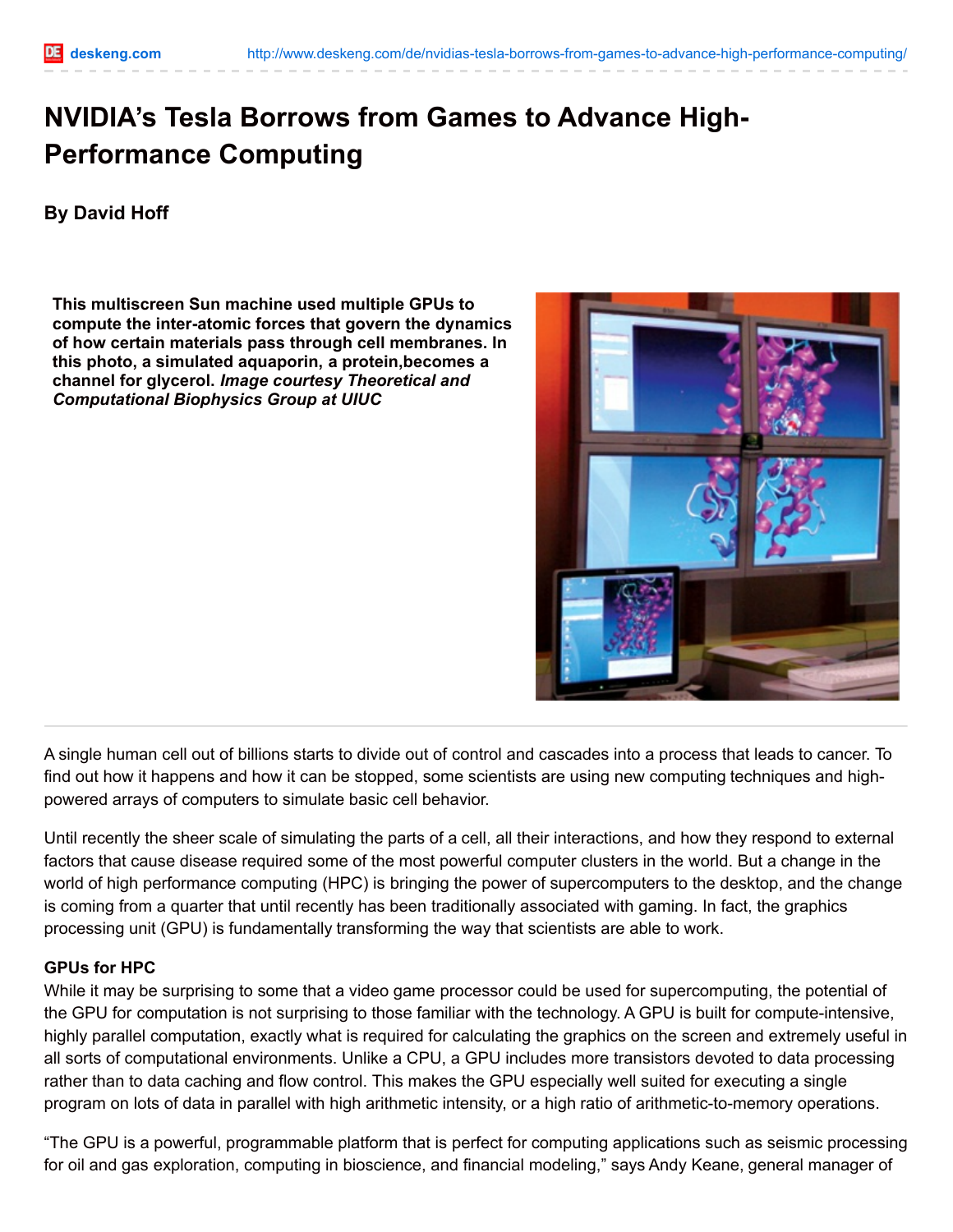# NVIDIA's Tesla Borrows from Games to Advance High-Performance Computing

**By David Hoff**

**This multiscreen Sun machine used multiple GPUs to compute the inter-atomic forces that govern the dynamics of how certain materials pass through cell membranes. In this photo, a simulated aquaporin, a protein,becomes a channel for glycerol.** ***Image courtesy Theoretical and Computational Biophysics Group at UIUC***

A single human cell out of billions starts to divide out of control and cascades into a process that leads to cancer. To find out how it happens and how it can be stopped, some scientists are using new computing techniques and high-powered arrays of computers to simulate basic cell behavior.

Until recently the sheer scale of simulating the parts of a cell, all their interactions, and how they respond to external factors that cause disease required some of the most powerful computer clusters in the world. But a change in the world of high performance computing (HPC) is bringing the power of supercomputers to the desktop, and the change is coming from a quarter that until recently has been traditionally associated with gaming. In fact, the graphics processing unit (GPU) is fundamentally transforming the way that scientists are able to work.

**GPUs for HPC**

While it may be surprising to some that a video game processor could be used for supercomputing, the potential of the GPU for computation is not surprising to those familiar with the technology. A GPU is built for compute-intensive, highly parallel computation, exactly what is required for calculating the graphics on the screen and extremely useful in all sorts of computational environments. Unlike a CPU, a GPU includes more transistors devoted to data processing rather than to data caching and flow control. This makes the GPU especially well suited for executing a single program on lots of data in parallel with high arithmetic intensity, or a high ratio of arithmetic-to-memory operations.

"The GPU is a powerful, programmable platform that is perfect for computing applications such as seismic processing for oil and gas exploration, computing in bioscience, and financial modeling," says Andy Keane, general manager of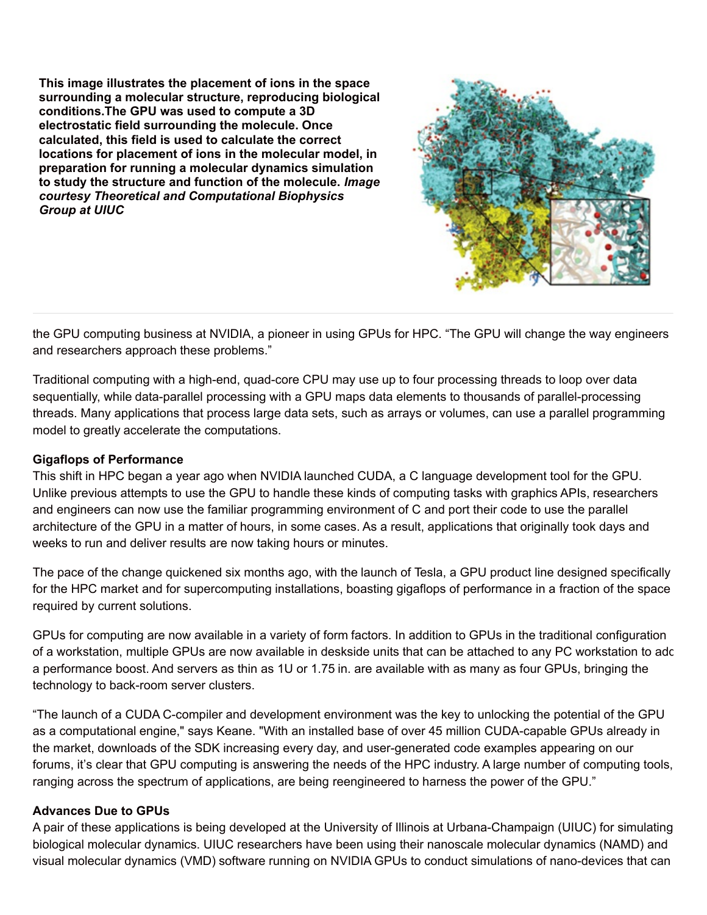**This image illustrates the placement of ions in the space surrounding a molecular structure, reproducing biological conditions.The GPU was used to compute a 3D electrostatic field surrounding the molecule. Once calculated, this field is used to calculate the correct locations for placement of ions in the molecular model, in preparation for running a molecular dynamics simulation to study the structure and function of the molecule. *Image courtesy Theoretical and Computational Biophysics Group at UIUC***

the GPU computing business at NVIDIA, a pioneer in using GPUs for HPC. "The GPU will change the way engineers and researchers approach these problems."

Traditional computing with a high-end, quad-core CPU may use up to four processing threads to loop over data sequentially, while data-parallel processing with a GPU maps data elements to thousands of parallel-processing threads. Many applications that process large data sets, such as arrays or volumes, can use a parallel programming model to greatly accelerate the computations.

**Gigaflops of Performance**

This shift in HPC began a year ago when NVIDIA launched CUDA, a C language development tool for the GPU. Unlike previous attempts to use the GPU to handle these kinds of computing tasks with graphics APIs, researchers and engineers can now use the familiar programming environment of C and port their code to use the parallel architecture of the GPU in a matter of hours, in some cases. As a result, applications that originally took days and weeks to run and deliver results are now taking hours or minutes.

The pace of the change quickened six months ago, with the launch of Tesla, a GPU product line designed specifically for the HPC market and for supercomputing installations, boasting gigaflops of performance in a fraction of the space required by current solutions.

GPUs for computing are now available in a variety of form factors. In addition to GPUs in the traditional configuration of a workstation, multiple GPUs are now available in deskside units that can be attached to any PC workstation to adc a performance boost. And servers as thin as 1U or 1.75 in. are available with as many as four GPUs, bringing the technology to back-room server clusters.

"The launch of a CUDA C-compiler and development environment was the key to unlocking the potential of the GPU as a computational engine," says Keane. "With an installed base of over 45 million CUDA-capable GPUs already in the market, downloads of the SDK increasing every day, and user-generated code examples appearing on our forums, it's clear that GPU computing is answering the needs of the HPC industry. A large number of computing tools, ranging across the spectrum of applications, are being reengineered to harness the power of the GPU."

**Advances Due to GPUs**

A pair of these applications is being developed at the University of Illinois at Urbana-Champaign (UIUC) for simulating biological molecular dynamics. UIUC researchers have been using their nanoscale molecular dynamics (NAMD) and visual molecular dynamics (VMD) software running on NVIDIA GPUs to conduct simulations of nano-devices that can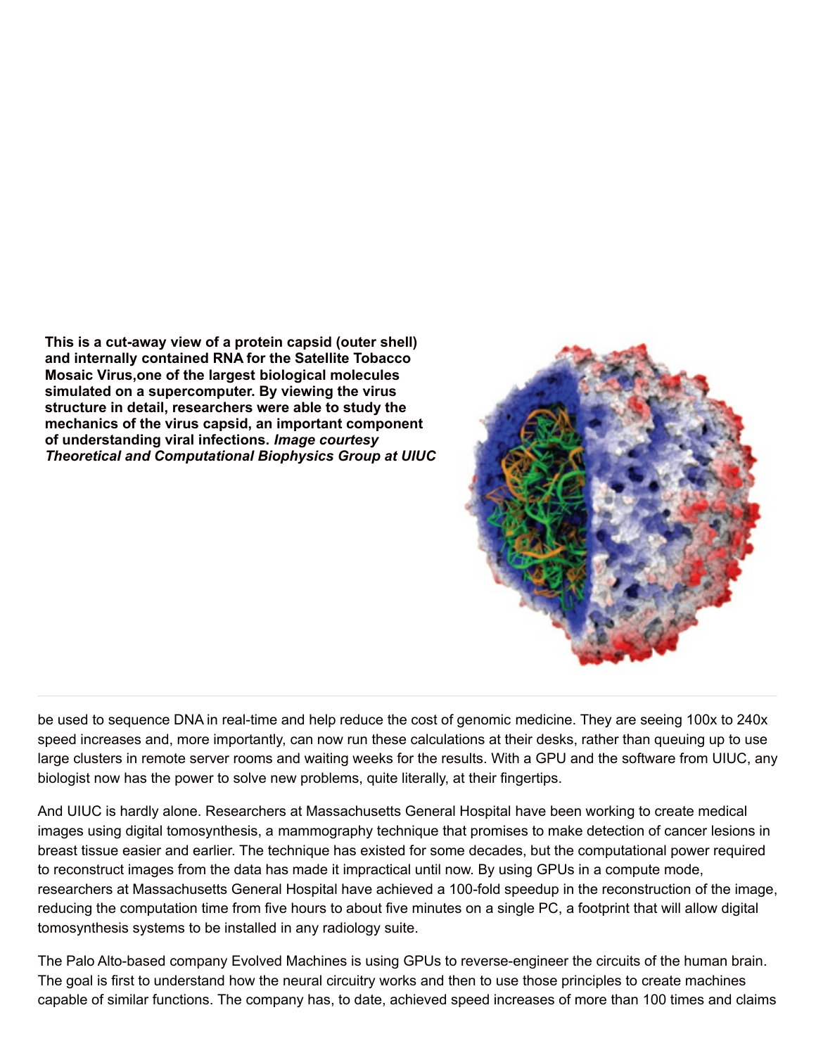**This is a cut-away view of a protein capsid (outer shell) and internally contained RNA for the Satellite Tobacco Mosaic Virus,one of the largest biological molecules simulated on a supercomputer. By viewing the virus structure in detail, researchers were able to study the mechanics of the virus capsid, an important component of understanding viral infections.** ***Image courtesy Theoretical and Computational Biophysics Group at UIUC***

be used to sequence DNA in real-time and help reduce the cost of genomic medicine. They are seeing 100x to 240x speed increases and, more importantly, can now run these calculations at their desks, rather than queuing up to use large clusters in remote server rooms and waiting weeks for the results. With a GPU and the software from UIUC, any biologist now has the power to solve new problems, quite literally, at their fingertips.

And UIUC is hardly alone. Researchers at Massachusetts General Hospital have been working to create medical images using digital tomosynthesis, a mammography technique that promises to make detection of cancer lesions in breast tissue easier and earlier. The technique has existed for some decades, but the computational power required to reconstruct images from the data has made it impractical until now. By using GPUs in a compute mode, researchers at Massachusetts General Hospital have achieved a 100-fold speedup in the reconstruction of the image, reducing the computation time from five hours to about five minutes on a single PC, a footprint that will allow digital tomosynthesis systems to be installed in any radiology suite.

The Palo Alto-based company Evolved Machines is using GPUs to reverse-engineer the circuits of the human brain. The goal is first to understand how the neural circuitry works and then to use those principles to create machines capable of similar functions. The company has, to date, achieved speed increases of more than 100 times and claims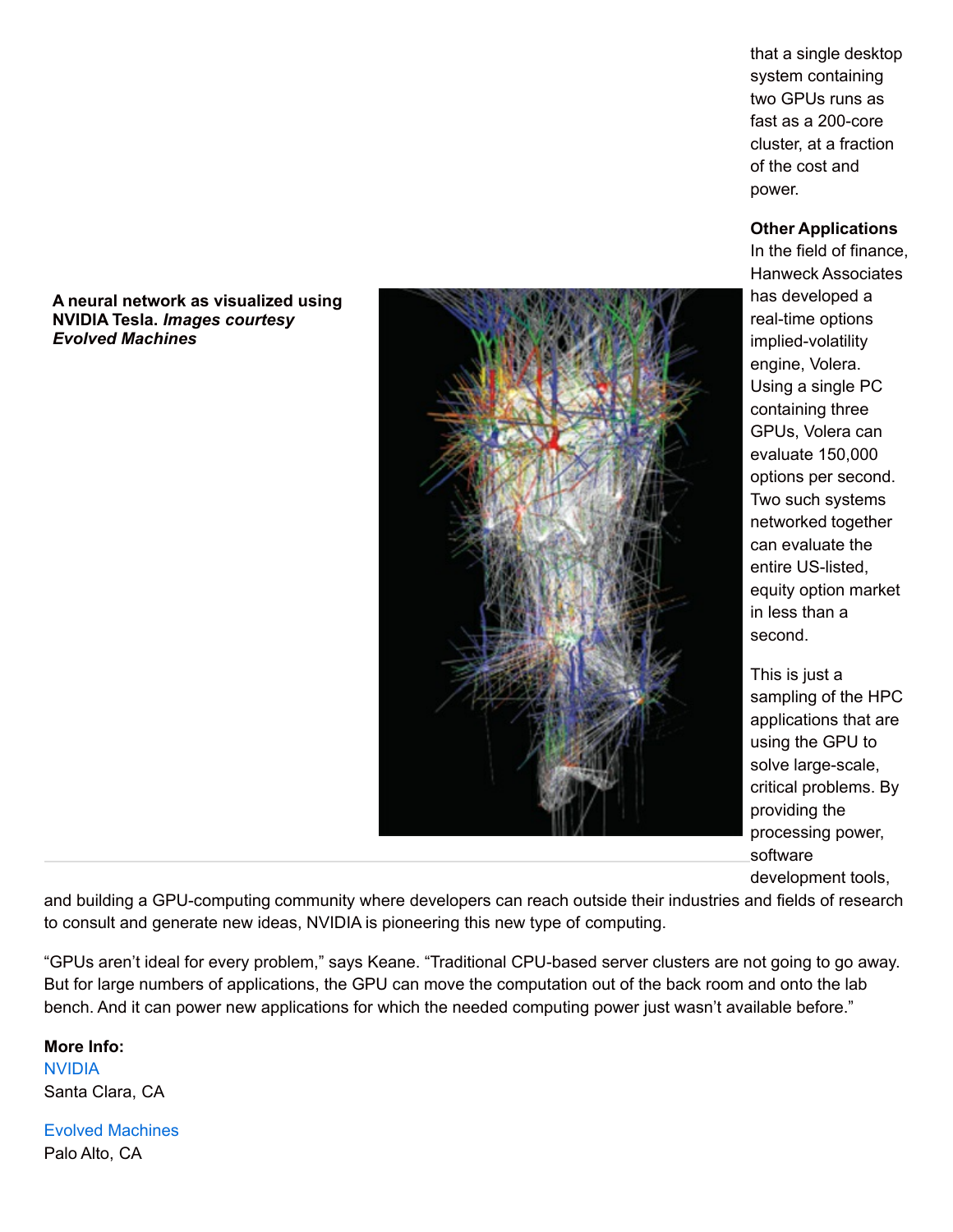that a single desktop system containing two GPUs runs as fast as a 200-core cluster, at a fraction of the cost and power.

**A neural network as visualized using NVIDIA Tesla.** ***Images courtesy Evolved Machines***

**Other Applications**
In the field of finance, Hanweck Associates has developed a real-time options implied-volatility engine, Volera. Using a single PC containing three GPUs, Volera can evaluate 150,000 options per second. Two such systems networked together can evaluate the entire US-listed, equity option market in less than a second.

This is just a sampling of the HPC applications that are using the GPU to solve large-scale, critical problems. By providing the processing power, software development tools, and building a GPU-computing community where developers can reach outside their industries and fields of research to consult and generate new ideas, NVIDIA is pioneering this new type of computing.

"GPUs aren't ideal for every problem," says Keane. "Traditional CPU-based server clusters are not going to go away. But for large numbers of applications, the GPU can move the computation out of the back room and onto the lab bench. And it can power new applications for which the needed computing power just wasn't available before."

**More Info:**
NVIDIA
Santa Clara, CA

Evolved Machines
Palo Alto, CA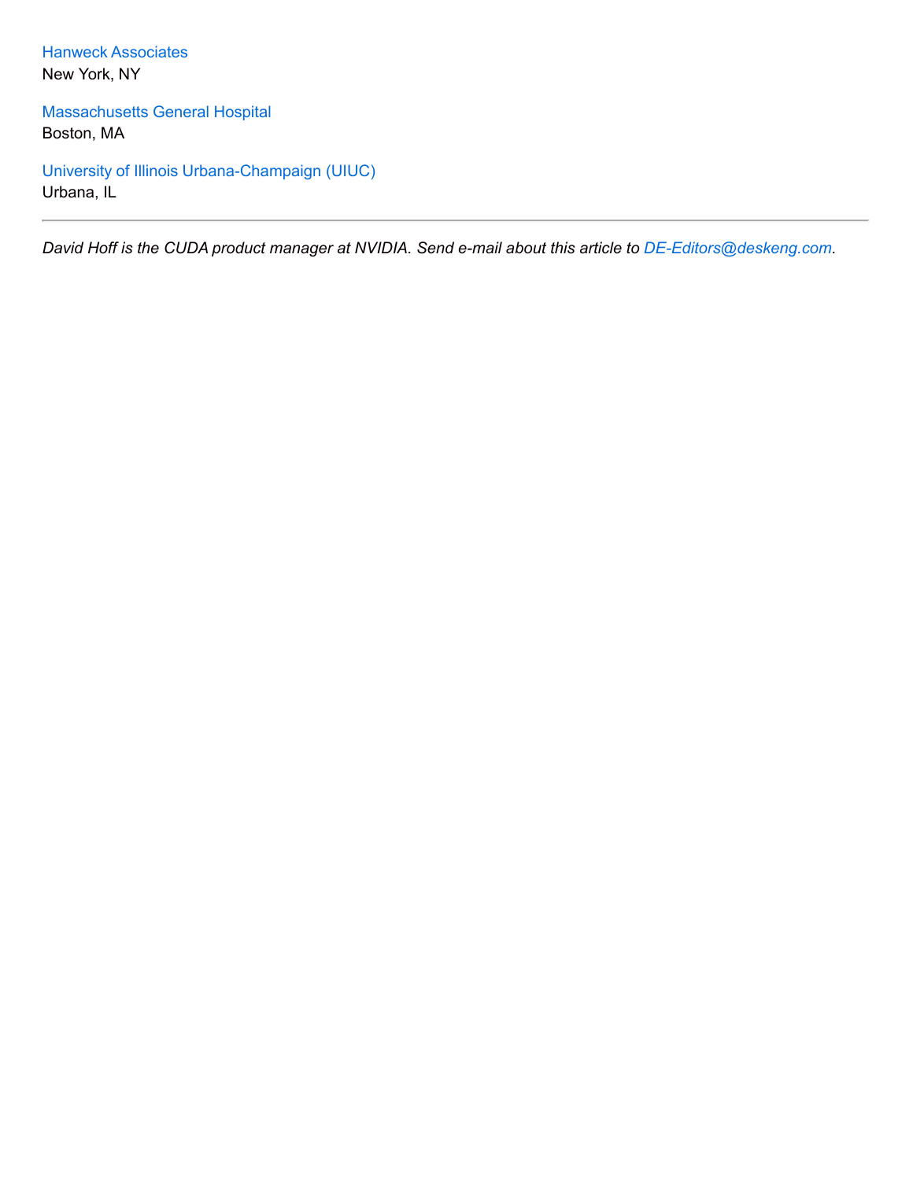Hanweck Associates
New York, NY

Massachusetts General Hospital
Boston, MA

University of Illinois Urbana-Champaign (UIUC)
Urbana, IL

---

*David Hoff is the CUDA product manager at NVIDIA. Send e-mail about this article to DE-Editors@deskeng.com.*